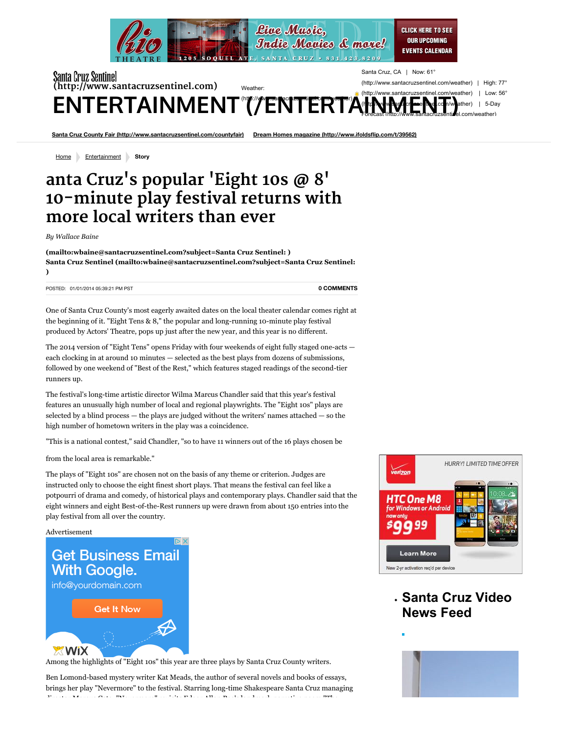Santa Cruz Sentinel (http://www.santacruzsentinel.com)

Weather: Santa Cruz, CA | Now: 61° | High: 77° | Low: 56° | 5-Day Forecast (http://www.santacruzsentinel.com/weather)

# ENTERTAINMENT (/ENTERTAINMENT)

Santa Cruz County Fair (http://www.santacruzsentinel.com/countyfair) Dream Homes magazine (http://www.ifoldsflip.com/t/39562)

Home > Entertainment > Story

# anta Cruz's popular 'Eight 10s @ 8' 10-minute play festival returns with more local writers than ever

*By Wallace Baine*

**(mailto:wbaine@santacruzsentinel.com?subject=Santa Cruz Sentinel: ) Santa Cruz Sentinel (mailto:wbaine@santacruzsentinel.com?subject=Santa Cruz Sentinel: )**

POSTED: 01/01/2014 05:39:21 PM PST **0 COMMENTS**

One of Santa Cruz County's most eagerly awaited dates on the local theater calendar comes right at the beginning of it. "Eight Tens & 8," the popular and long-running 10-minute play festival produced by Actors' Theatre, pops up just after the new year, and this year is no different.

The 2014 version of "Eight Tens" opens Friday with four weekends of eight fully staged one-acts — each clocking in at around 10 minutes — selected as the best plays from dozens of submissions, followed by one weekend of "Best of the Rest," which features staged readings of the second-tier runners up.

The festival's long-time artistic director Wilma Marcus Chandler said that this year's festival features an unusually high number of local and regional playwrights. The "Eight 10s" plays are selected by a blind process — the plays are judged without the writers' names attached — so the high number of hometown writers in the play was a coincidence.

"This is a national contest," said Chandler, "so to have 11 winners out of the 16 plays chosen be from the local area is remarkable."

The plays of "Eight 10s" are chosen not on the basis of any theme or criterion. Judges are instructed only to choose the eight finest short plays. That means the festival can feel like a potpourri of drama and comedy, of historical plays and contemporary plays. Chandler said that the eight winners and eight Best-of-the-Rest runners up were drawn from about 150 entries into the play festival from all over the country.

Among the highlights of "Eight 10s" this year are three plays by Santa Cruz County writers.

Ben Lomond-based mystery writer Kat Meads, the author of several novels and books of essays, brings her play "Nevermore" to the festival. Starring long-time Shakespeare Santa Cruz managing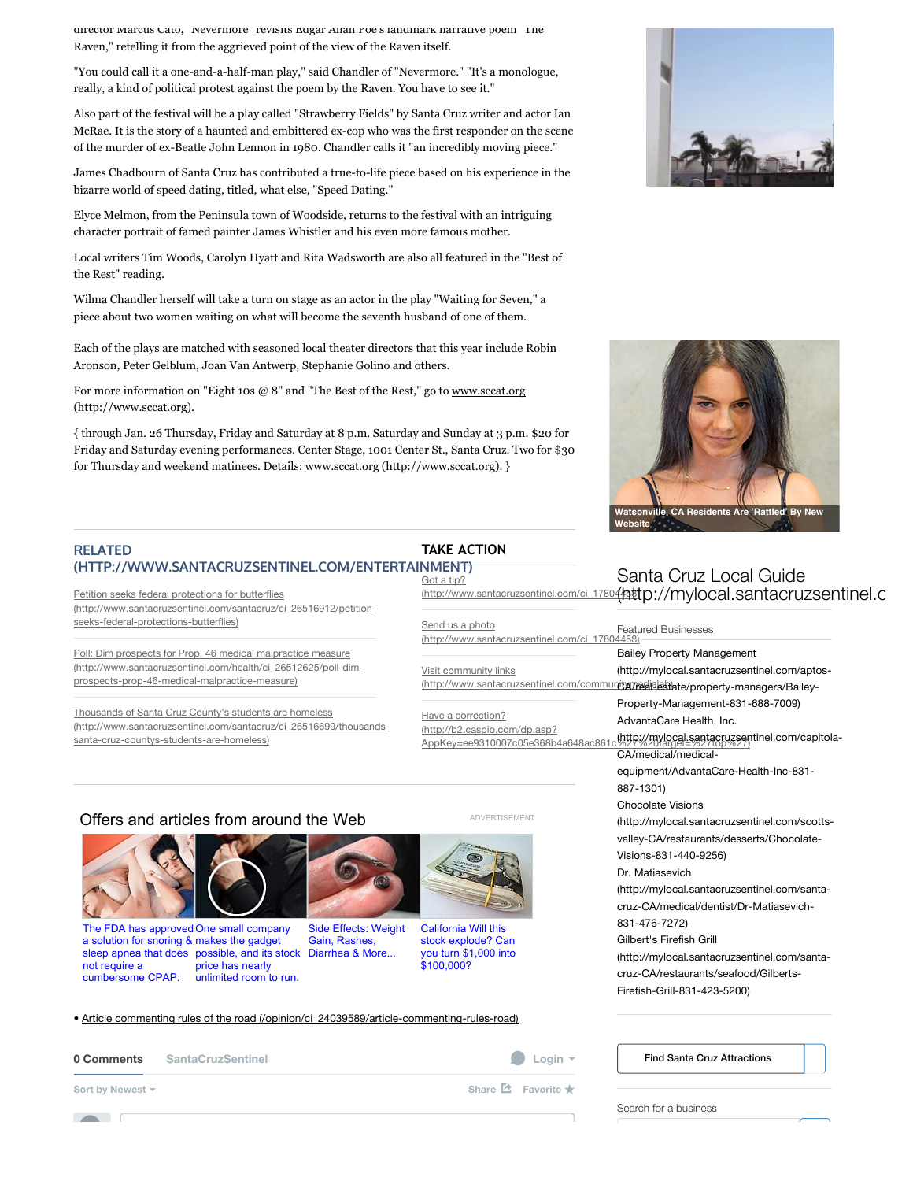director Marcus Cato, "Nevermore" revisits Edgar Allan Poe's landmark narrative poem "The Raven," retelling it from the aggrieved point of the view of the Raven itself.

"You could call it a one-and-a-half-man play," said Chandler of "Nevermore." "It's a monologue, really, a kind of political protest against the poem by the Raven. You have to see it."

Also part of the festival will be a play called "Strawberry Fields" by Santa Cruz writer and actor Ian McRae. It is the story of a haunted and embittered ex-cop who was the first responder on the scene of the murder of ex-Beatle John Lennon in 1980. Chandler calls it "an incredibly moving piece."

James Chadbourn of Santa Cruz has contributed a true-to-life piece based on his experience in the bizarre world of speed dating, titled, what else, "Speed Dating."

Elyce Melmon, from the Peninsula town of Woodside, returns to the festival with an intriguing character portrait of famed painter James Whistler and his even more famous mother.

Local writers Tim Woods, Carolyn Hyatt and Rita Wadsworth are also all featured in the "Best of the Rest" reading.

Wilma Chandler herself will take a turn on stage as an actor in the play "Waiting for Seven," a piece about two women waiting on what will become the seventh husband of one of them.

Each of the plays are matched with seasoned local theater directors that this year include Robin Aronson, Peter Gelblum, Joan Van Antwerp, Stephanie Golino and others.

For more information on "Eight 10s @ 8" and "The Best of the Rest," go to www.sccat.org (http://www.sccat.org).

{ through Jan. 26 Thursday, Friday and Saturday at 8 p.m. Saturday and Sunday at 3 p.m. $20 for Friday and Saturday evening performances. Center Stage, 1001 Center St., Santa Cruz. Two for $30 for Thursday and weekend matinees. Details: www.sccat.org (http://www.sccat.org). }

Watsonville, CA Residents Are 'Rattled' By New Website

## RELATED (HTTP://WWW.SANTACRUZSENTINEL.COM/ENTERTAINMENT)

- Petition seeks federal protections for butterflies (http://www.santacruzsentinel.com/santacruz/ci_26516912/petition-seeks-federal-protections-butterflies)
- Poll: Dim prospects for Prop. 46 medical malpractice measure (http://www.santacruzsentinel.com/health/ci_26512625/poll-dim-prospects-prop-46-medical-malpractice-measure)
- Thousands of Santa Cruz County's students are homeless (http://www.santacruzsentinel.com/santacruz/ci_26516699/thousands-santa-cruz-countys-students-are-homeless)

## TAKE ACTION

- Got a tip? (http://www.santacruzsentinel.com/ci_17804...)
- Send us a photo (http://www.santacruzsentinel.com/ci_17804458)
- Visit community links (http://www.santacruzsentinel.com/community...)
- Have a correction? (http://b2.caspio.com/dp.asp?AppKey=ee9310007c05e368b4a648ac861c...)

## Santa Cruz Local Guide (http://mylocal.santacruzsentinel.c

Featured Businesses

Bailey Property Management (http://mylocal.santacruzsentinel.com/aptos-CA/real-estate/property-managers/Bailey-Property-Management-831-688-7009)

AdvantaCare Health, Inc. (http://mylocal.santacruzsentinel.com/capitola-CA/medical/medical-equipment/AdvantaCare-Health-Inc-831-887-1301)

Chocolate Visions (http://mylocal.santacruzsentinel.com/scotts-valley-CA/restaurants/desserts/Chocolate-Visions-831-440-9256)

Dr. Matiasevich (http://mylocal.santacruzsentinel.com/santa-cruz-CA/medical/dentist/Dr-Matiasevich-831-476-7272)

Gilbert's Firefish Grill (http://mylocal.santacruzsentinel.com/santa-cruz-CA/restaurants/seafood/Gilberts-Firefish-Grill-831-423-5200)

Find Santa Cruz Attractions

Search for a business

## Offers and articles from around the Web

ADVERTISEMENT

- The FDA has approved a solution for snoring & sleep apnea that does not require a cumbersome CPAP.
- One small company makes the gadget possible, and its stock price has nearly unlimited room to run.
- Side Effects: Weight Gain, Rashes, Diarrhea & More...
- California Will this stock explode? Can you turn $1,000 into $100,000?

• Article commenting rules of the road (/opinion/ci_24039589/article-commenting-rules-road)

0 Comments SantaCruzSentinel Login

Sort by Newest Share Favorite